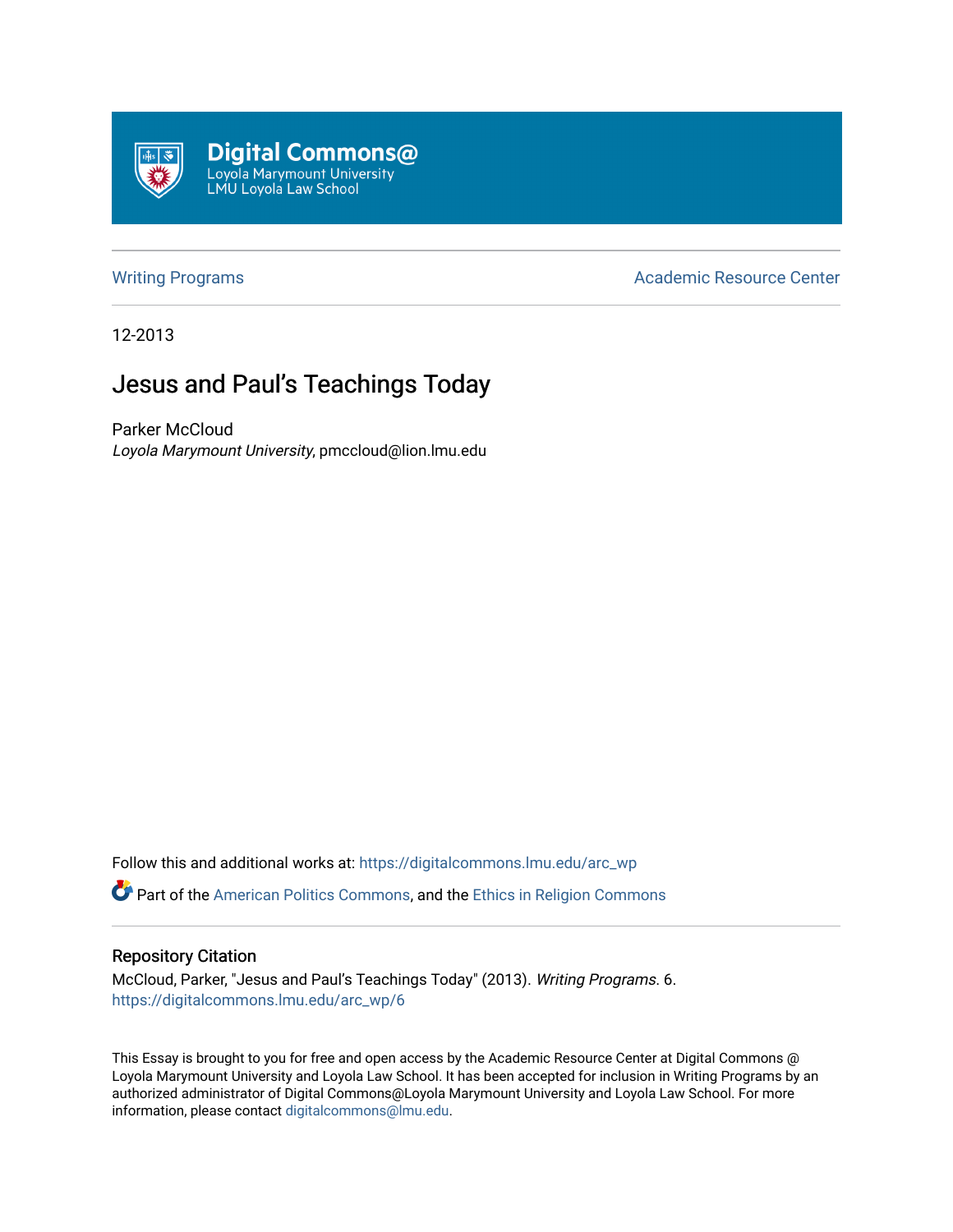Digital Commons@
Loyola Marymount University
LMU Loyola Law School

Writing Programs | Academic Resource Center

12-2013

# Jesus and Paul's Teachings Today

Parker McCloud
*Loyola Marymount University*, pmccloud@lion.lmu.edu

Follow this and additional works at: https://digitalcommons.lmu.edu/arc_wp

Part of the American Politics Commons, and the Ethics in Religion Commons

## Repository Citation

McCloud, Parker, "Jesus and Paul's Teachings Today" (2013). *Writing Programs*. 6.
https://digitalcommons.lmu.edu/arc_wp/6

This Essay is brought to you for free and open access by the Academic Resource Center at Digital Commons @ Loyola Marymount University and Loyola Law School. It has been accepted for inclusion in Writing Programs by an authorized administrator of Digital Commons@Loyola Marymount University and Loyola Law School. For more information, please contact digitalcommons@lmu.edu.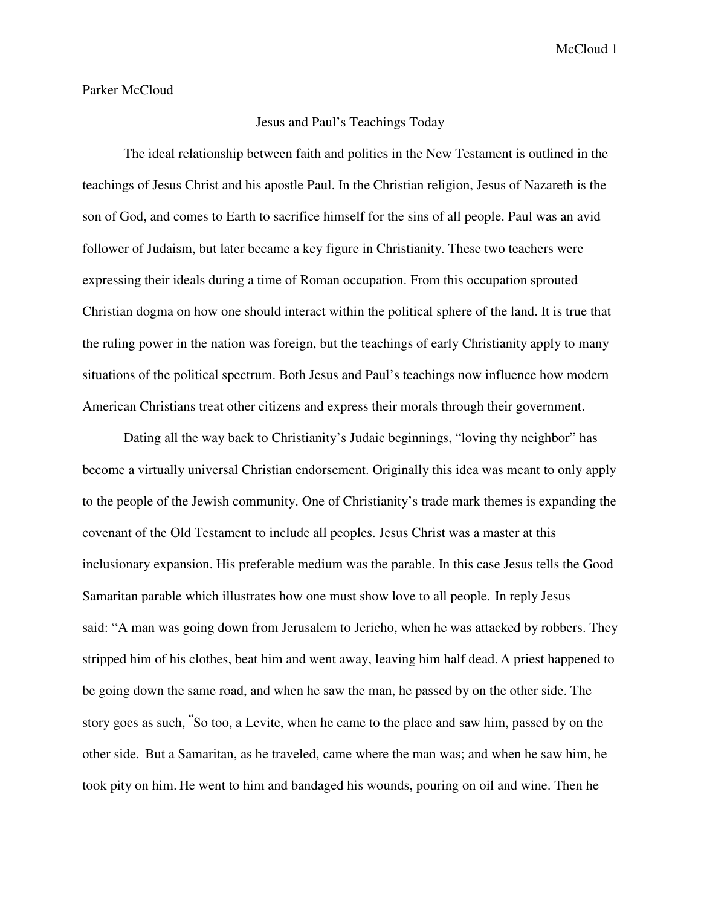Parker McCloud

Jesus and Paul's Teachings Today

The ideal relationship between faith and politics in the New Testament is outlined in the teachings of Jesus Christ and his apostle Paul. In the Christian religion, Jesus of Nazareth is the son of God, and comes to Earth to sacrifice himself for the sins of all people. Paul was an avid follower of Judaism, but later became a key figure in Christianity. These two teachers were expressing their ideals during a time of Roman occupation. From this occupation sprouted Christian dogma on how one should interact within the political sphere of the land. It is true that the ruling power in the nation was foreign, but the teachings of early Christianity apply to many situations of the political spectrum. Both Jesus and Paul's teachings now influence how modern American Christians treat other citizens and express their morals through their government.

Dating all the way back to Christianity's Judaic beginnings, "loving thy neighbor" has become a virtually universal Christian endorsement. Originally this idea was meant to only apply to the people of the Jewish community. One of Christianity's trade mark themes is expanding the covenant of the Old Testament to include all peoples. Jesus Christ was a master at this inclusionary expansion. His preferable medium was the parable. In this case Jesus tells the Good Samaritan parable which illustrates how one must show love to all people. In reply Jesus said: "A man was going down from Jerusalem to Jericho, when he was attacked by robbers. They stripped him of his clothes, beat him and went away, leaving him half dead. A priest happened to be going down the same road, and when he saw the man, he passed by on the other side. The story goes as such, "So too, a Levite, when he came to the place and saw him, passed by on the other side. But a Samaritan, as he traveled, came where the man was; and when he saw him, he took pity on him. He went to him and bandaged his wounds, pouring on oil and wine. Then he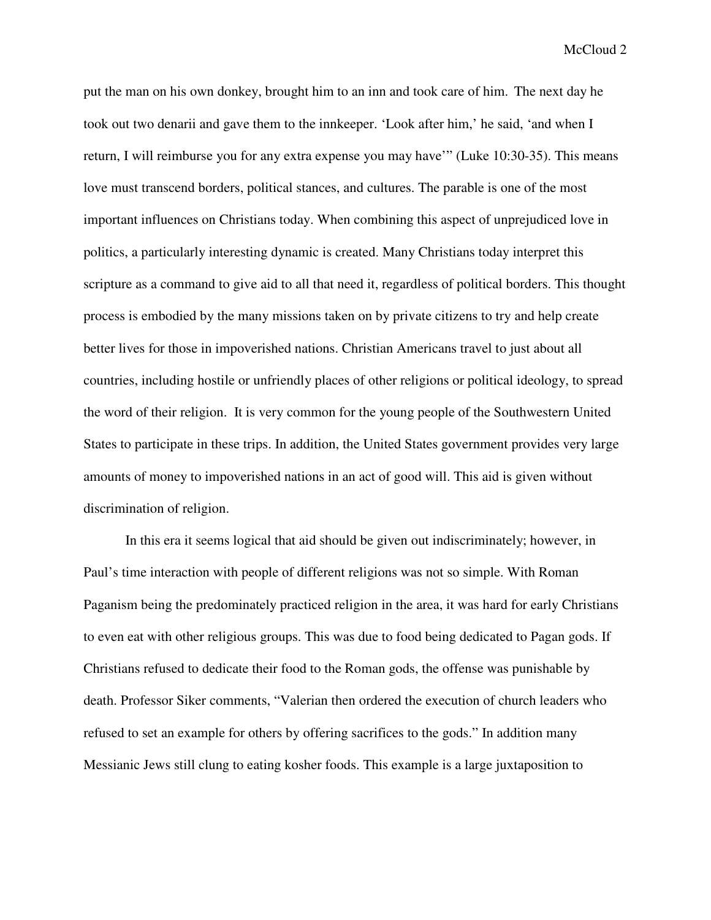put the man on his own donkey, brought him to an inn and took care of him. The next day he took out two denarii and gave them to the innkeeper. 'Look after him,' he said, 'and when I return, I will reimburse you for any extra expense you may have'" (Luke 10:30-35). This means love must transcend borders, political stances, and cultures. The parable is one of the most important influences on Christians today. When combining this aspect of unprejudiced love in politics, a particularly interesting dynamic is created. Many Christians today interpret this scripture as a command to give aid to all that need it, regardless of political borders. This thought process is embodied by the many missions taken on by private citizens to try and help create better lives for those in impoverished nations. Christian Americans travel to just about all countries, including hostile or unfriendly places of other religions or political ideology, to spread the word of their religion. It is very common for the young people of the Southwestern United States to participate in these trips. In addition, the United States government provides very large amounts of money to impoverished nations in an act of good will. This aid is given without discrimination of religion.

In this era it seems logical that aid should be given out indiscriminately; however, in Paul's time interaction with people of different religions was not so simple. With Roman Paganism being the predominately practiced religion in the area, it was hard for early Christians to even eat with other religious groups. This was due to food being dedicated to Pagan gods. If Christians refused to dedicate their food to the Roman gods, the offense was punishable by death. Professor Siker comments, "Valerian then ordered the execution of church leaders who refused to set an example for others by offering sacrifices to the gods." In addition many Messianic Jews still clung to eating kosher foods. This example is a large juxtaposition to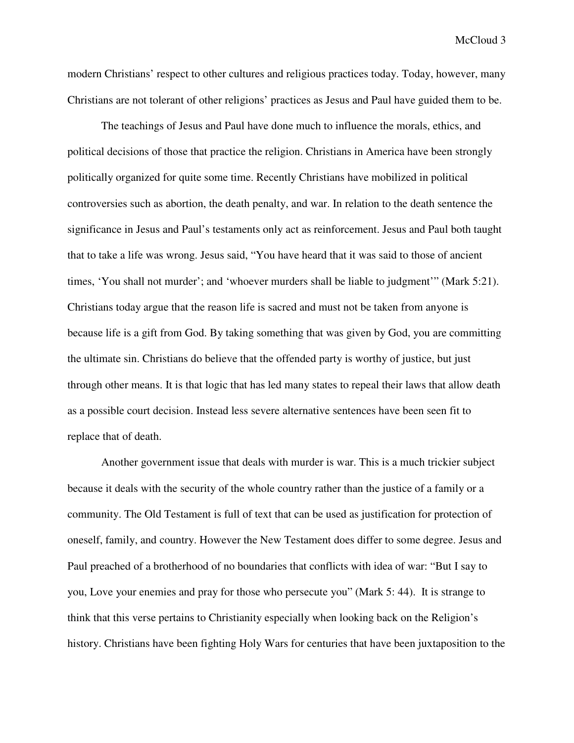modern Christians' respect to other cultures and religious practices today. Today, however, many Christians are not tolerant of other religions' practices as Jesus and Paul have guided them to be.

The teachings of Jesus and Paul have done much to influence the morals, ethics, and political decisions of those that practice the religion. Christians in America have been strongly politically organized for quite some time. Recently Christians have mobilized in political controversies such as abortion, the death penalty, and war. In relation to the death sentence the significance in Jesus and Paul's testaments only act as reinforcement. Jesus and Paul both taught that to take a life was wrong. Jesus said, "You have heard that it was said to those of ancient times, 'You shall not murder'; and 'whoever murders shall be liable to judgment'" (Mark 5:21). Christians today argue that the reason life is sacred and must not be taken from anyone is because life is a gift from God. By taking something that was given by God, you are committing the ultimate sin. Christians do believe that the offended party is worthy of justice, but just through other means. It is that logic that has led many states to repeal their laws that allow death as a possible court decision. Instead less severe alternative sentences have been seen fit to replace that of death.

Another government issue that deals with murder is war. This is a much trickier subject because it deals with the security of the whole country rather than the justice of a family or a community. The Old Testament is full of text that can be used as justification for protection of oneself, family, and country. However the New Testament does differ to some degree. Jesus and Paul preached of a brotherhood of no boundaries that conflicts with idea of war: "But I say to you, Love your enemies and pray for those who persecute you" (Mark 5: 44). It is strange to think that this verse pertains to Christianity especially when looking back on the Religion's history. Christians have been fighting Holy Wars for centuries that have been juxtaposition to the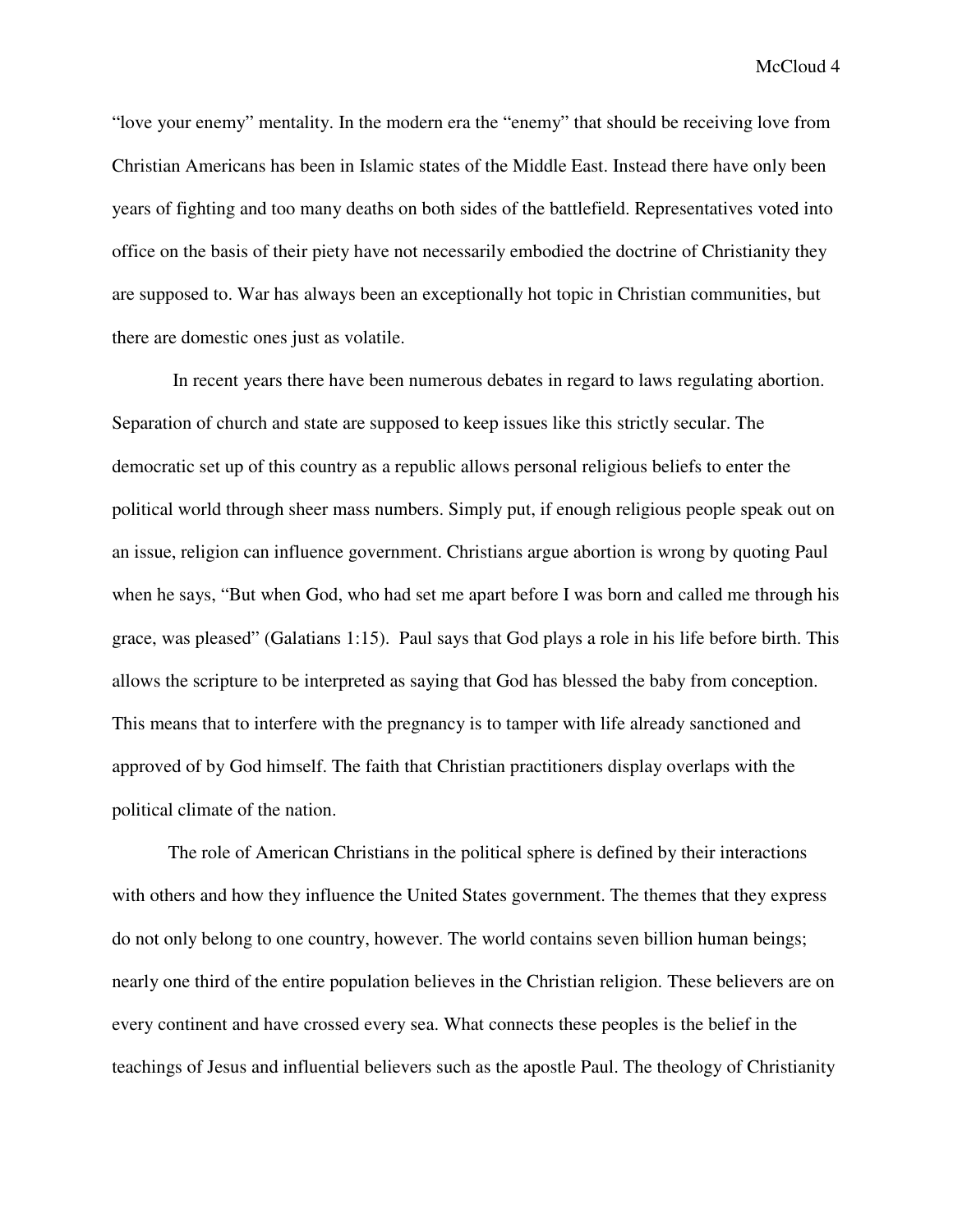“love your enemy” mentality. In the modern era the “enemy” that should be receiving love from Christian Americans has been in Islamic states of the Middle East. Instead there have only been years of fighting and too many deaths on both sides of the battlefield. Representatives voted into office on the basis of their piety have not necessarily embodied the doctrine of Christianity they are supposed to. War has always been an exceptionally hot topic in Christian communities, but there are domestic ones just as volatile.

In recent years there have been numerous debates in regard to laws regulating abortion. Separation of church and state are supposed to keep issues like this strictly secular. The democratic set up of this country as a republic allows personal religious beliefs to enter the political world through sheer mass numbers. Simply put, if enough religious people speak out on an issue, religion can influence government. Christians argue abortion is wrong by quoting Paul when he says, “But when God, who had set me apart before I was born and called me through his grace, was pleased” (Galatians 1:15). Paul says that God plays a role in his life before birth. This allows the scripture to be interpreted as saying that God has blessed the baby from conception. This means that to interfere with the pregnancy is to tamper with life already sanctioned and approved of by God himself. The faith that Christian practitioners display overlaps with the political climate of the nation.

The role of American Christians in the political sphere is defined by their interactions with others and how they influence the United States government. The themes that they express do not only belong to one country, however. The world contains seven billion human beings; nearly one third of the entire population believes in the Christian religion. These believers are on every continent and have crossed every sea. What connects these peoples is the belief in the teachings of Jesus and influential believers such as the apostle Paul. The theology of Christianity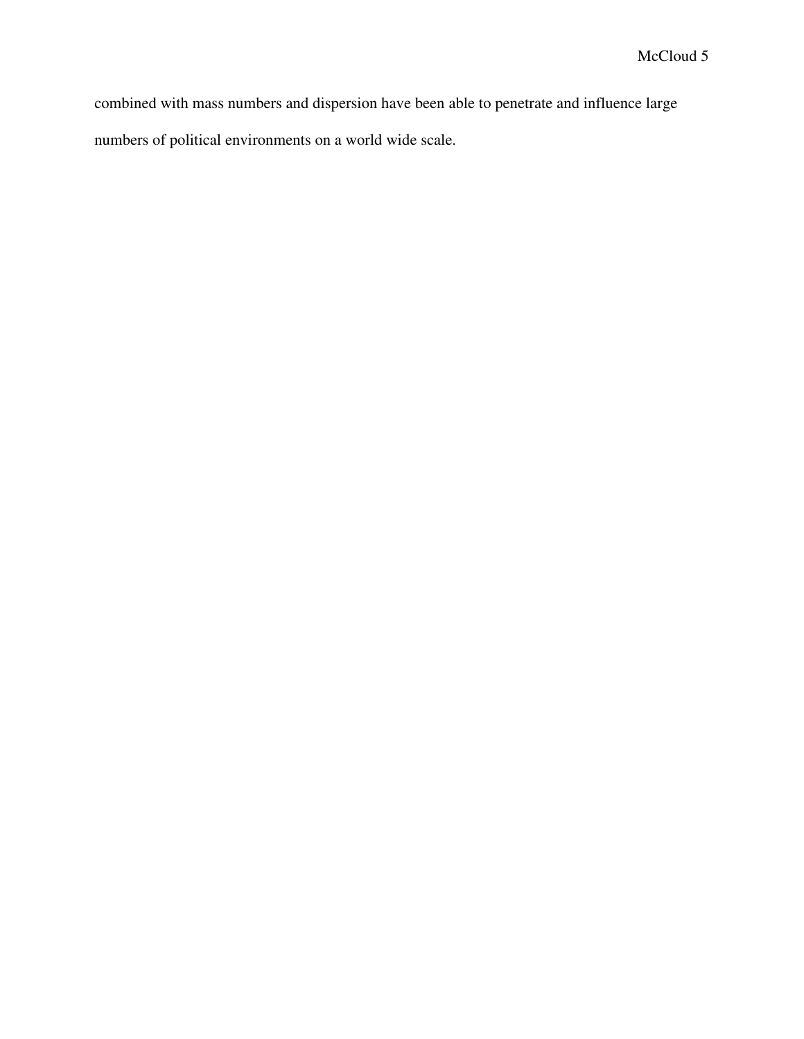combined with mass numbers and dispersion have been able to penetrate and influence large numbers of political environments on a world wide scale.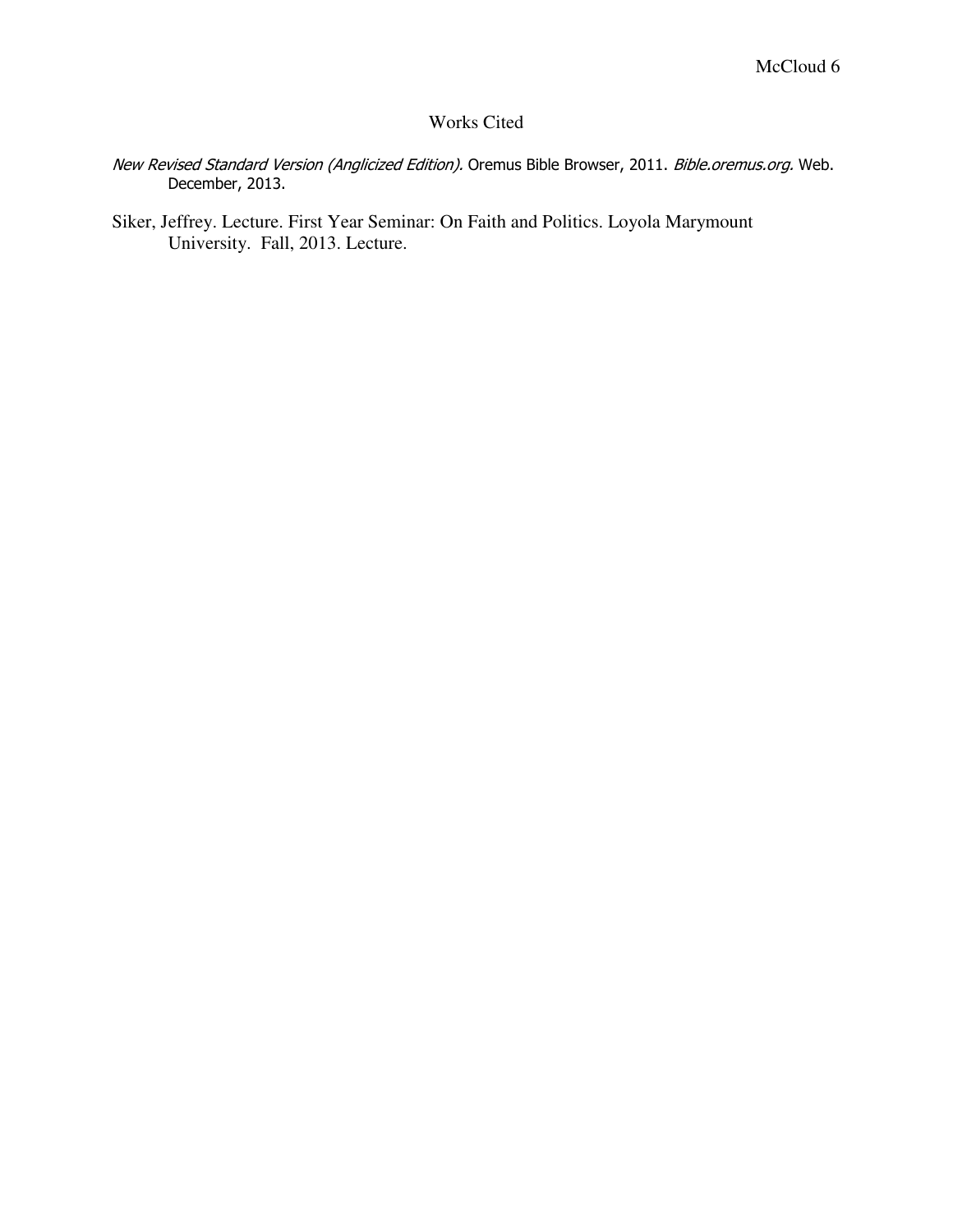# Works Cited

*New Revised Standard Version (Anglicized Edition).* Oremus Bible Browser, 2011. *Bible.oremus.org.* Web. December, 2013.

Siker, Jeffrey. Lecture. First Year Seminar: On Faith and Politics. Loyola Marymount University. Fall, 2013. Lecture.